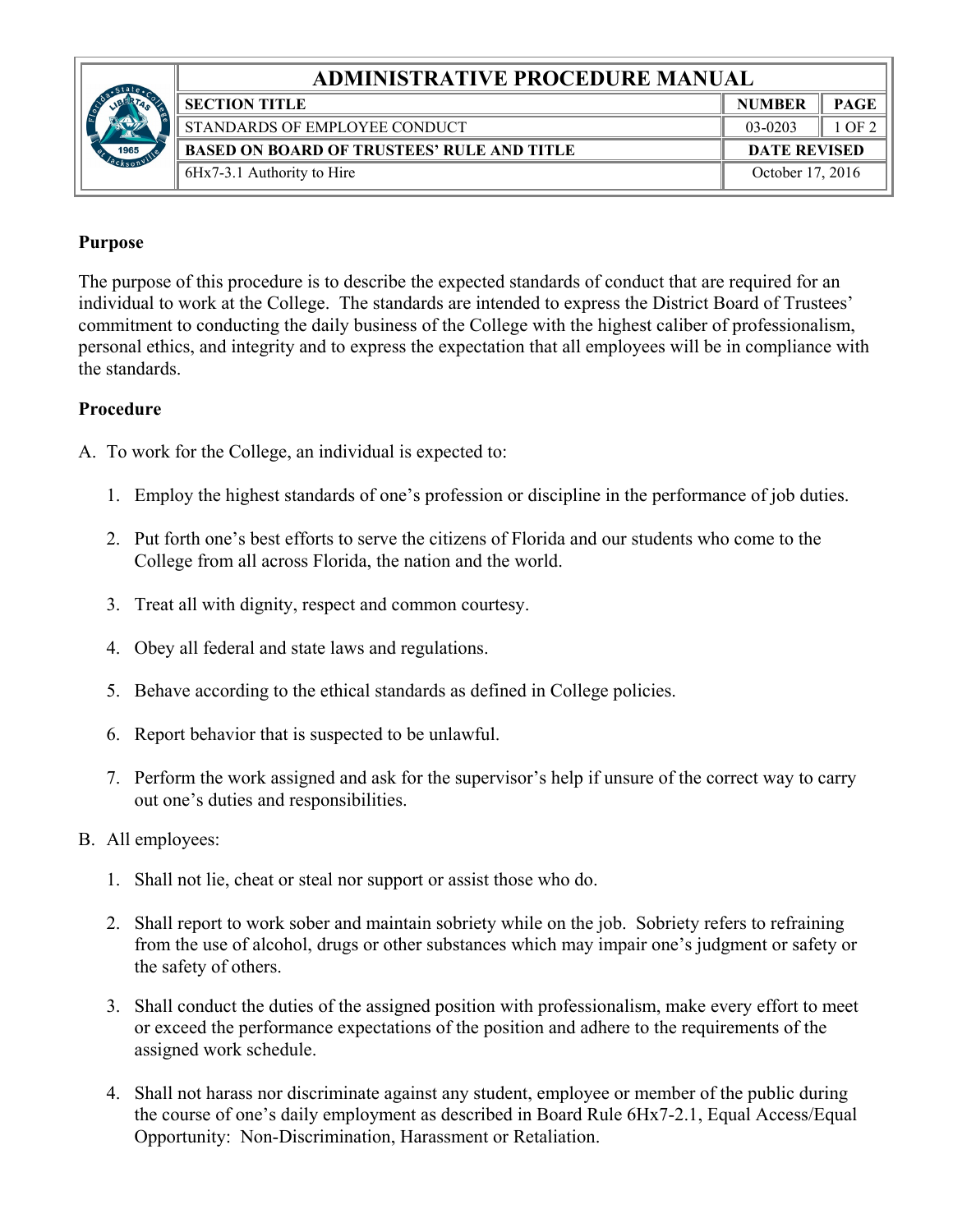# ADMINISTRATIVE PROCEDURE MANUAL

| SECTION TITLE | NUMBER | PAGE |
| --- | --- | --- |
| STANDARDS OF EMPLOYEE CONDUCT | 03-0203 | 1 OF 2 |
| **BASED ON BOARD OF TRUSTEES' RULE AND TITLE** | **DATE REVISED** | |
| 6Hx7-3.1 Authority to Hire | October 17, 2016 | |

**Purpose**

The purpose of this procedure is to describe the expected standards of conduct that are required for an individual to work at the College. The standards are intended to express the District Board of Trustees' commitment to conducting the daily business of the College with the highest caliber of professionalism, personal ethics, and integrity and to express the expectation that all employees will be in compliance with the standards.

**Procedure**

A. To work for the College, an individual is expected to:

1. Employ the highest standards of one's profession or discipline in the performance of job duties.
2. Put forth one's best efforts to serve the citizens of Florida and our students who come to the College from all across Florida, the nation and the world.
3. Treat all with dignity, respect and common courtesy.
4. Obey all federal and state laws and regulations.
5. Behave according to the ethical standards as defined in College policies.
6. Report behavior that is suspected to be unlawful.
7. Perform the work assigned and ask for the supervisor's help if unsure of the correct way to carry out one's duties and responsibilities.

B. All employees:

1. Shall not lie, cheat or steal nor support or assist those who do.
2. Shall report to work sober and maintain sobriety while on the job. Sobriety refers to refraining from the use of alcohol, drugs or other substances which may impair one's judgment or safety or the safety of others.
3. Shall conduct the duties of the assigned position with professionalism, make every effort to meet or exceed the performance expectations of the position and adhere to the requirements of the assigned work schedule.
4. Shall not harass nor discriminate against any student, employee or member of the public during the course of one's daily employment as described in Board Rule 6Hx7-2.1, Equal Access/Equal Opportunity: Non-Discrimination, Harassment or Retaliation.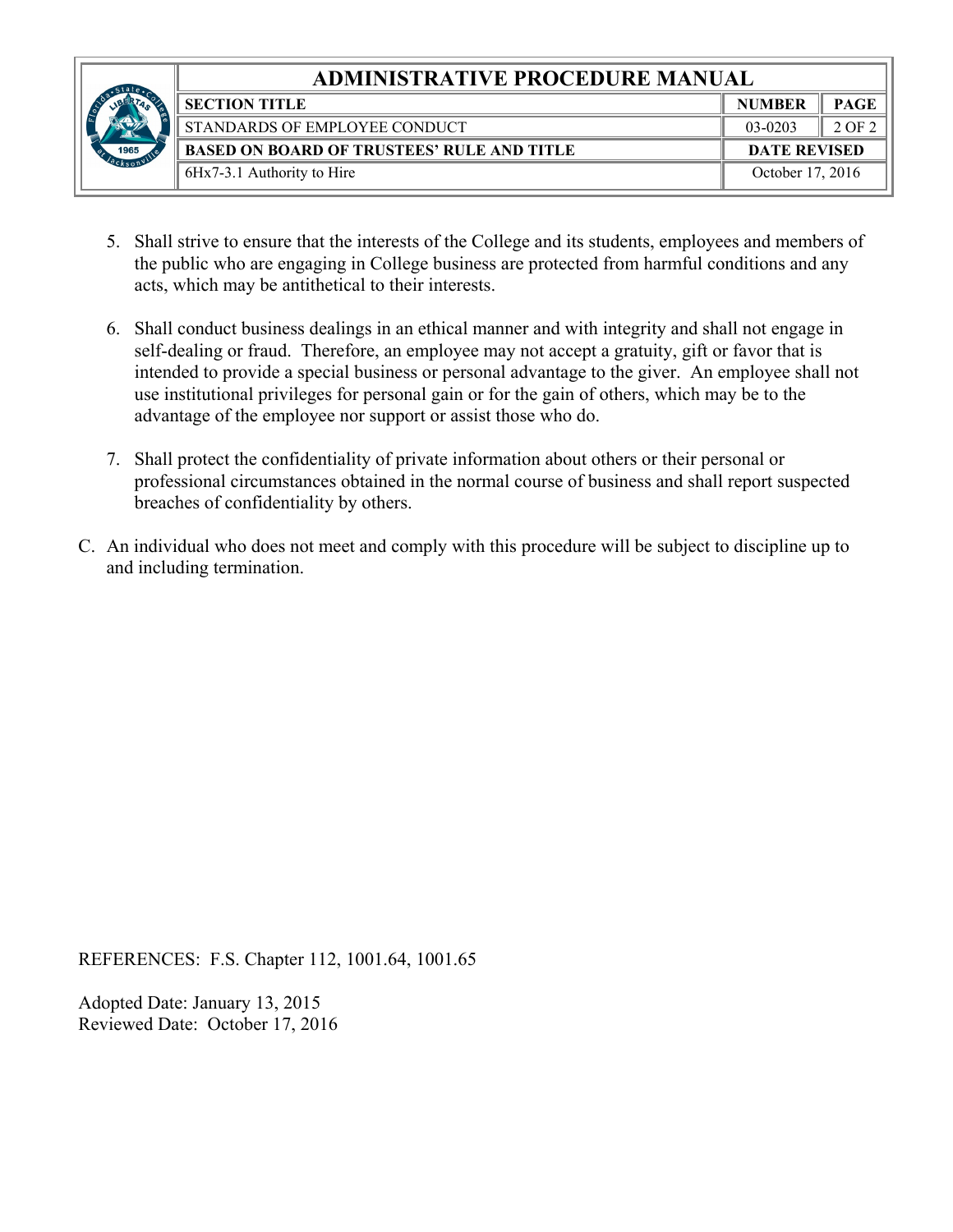5. Shall strive to ensure that the interests of the College and its students, employees and members of the public who are engaging in College business are protected from harmful conditions and any acts, which may be antithetical to their interests.

6. Shall conduct business dealings in an ethical manner and with integrity and shall not engage in self-dealing or fraud. Therefore, an employee may not accept a gratuity, gift or favor that is intended to provide a special business or personal advantage to the giver. An employee shall not use institutional privileges for personal gain or for the gain of others, which may be to the advantage of the employee nor support or assist those who do.

7. Shall protect the confidentiality of private information about others or their personal or professional circumstances obtained in the normal course of business and shall report suspected breaches of confidentiality by others.

C. An individual who does not meet and comply with this procedure will be subject to discipline up to and including termination.

REFERENCES: F.S. Chapter 112, 1001.64, 1001.65

Adopted Date: January 13, 2015
Reviewed Date: October 17, 2016